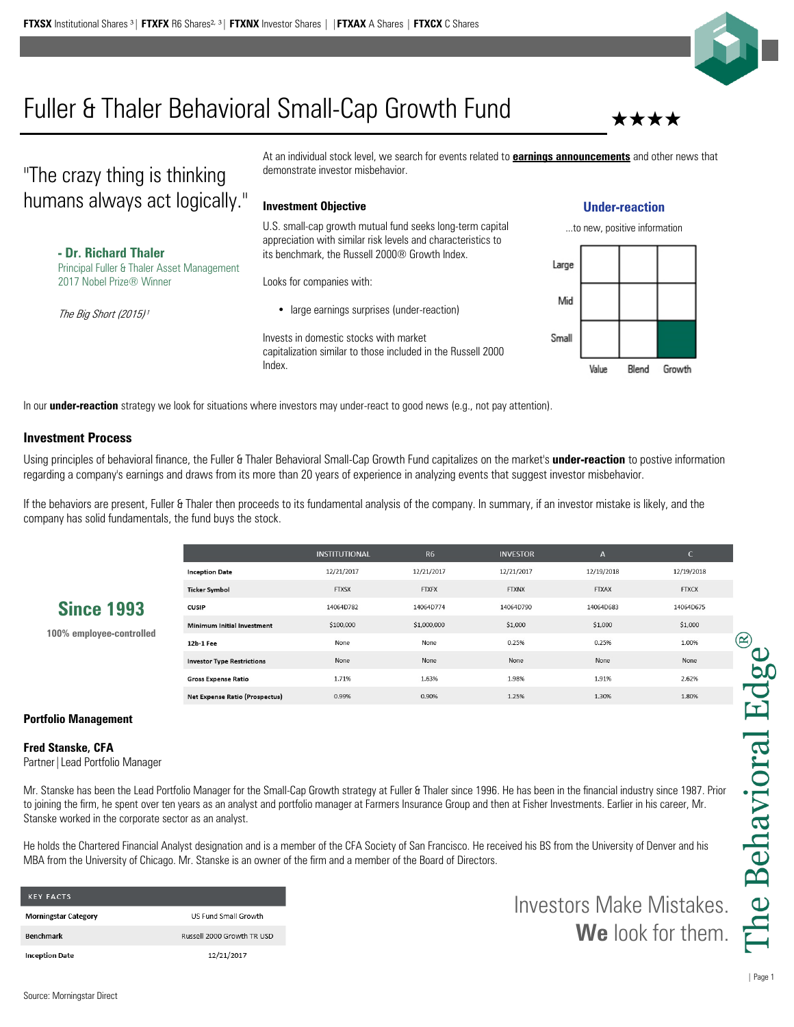**FTXSX** Institutional Shares [3] | **FTXFX** R6 Shares[2, 3] | **FTXNX** Investor Shares | | **FTXAX** A Shares | **FTXCX** C Shares

# Fuller & Thaler Behavioral Small-Cap Growth Fund

★★★★

"The crazy thing is thinking humans always act logically."

**- Dr. Richard Thaler**
Principal Fuller & Thaler Asset Management
2017 Nobel Prize® Winner

*The Big Short (2015)*[1]

At an individual stock level, we search for events related to **earnings announcements** and other news that demonstrate investor misbehavior.

### Investment Objective

U.S. small-cap growth mutual fund seeks long-term capital appreciation with similar risk levels and characteristics to its benchmark, the Russell 2000® Growth Index.

Looks for companies with:

- large earnings surprises (under-reaction)

Invests in domestic stocks with market capitalization similar to those included in the Russell 2000 Index.

**Under-reaction**

...to new, positive information

| | Value | Blend | Growth |
|---|---|---|---|
| Large | | | |
| Mid | | | |
| Small | | | ■ |

In our **under-reaction** strategy we look for situations where investors may under-react to good news (e.g., not pay attention).

### Investment Process

Using principles of behavioral finance, the Fuller & Thaler Behavioral Small-Cap Growth Fund capitalizes on the market's **under-reaction** to postive information regarding a company's earnings and draws from its more than 20 years of experience in analyzing events that suggest investor misbehavior.

If the behaviors are present, Fuller & Thaler then proceeds to its fundamental analysis of the company. In summary, if an investor mistake is likely, and the company has solid fundamentals, the fund buys the stock.

**Since 1993**

**100% employee-controlled**

| | INSTITUTIONAL | R6 | INVESTOR | A | C |
|---|---|---|---|---|---|
| **Inception Date** | 12/21/2017 | 12/21/2017 | 12/21/2017 | 12/19/2018 | 12/19/2018 |
| **Ticker Symbol** | FTXSX | FTXFX | FTXNX | FTXAX | FTXCX |
| **CUSIP** | 14064D782 | 14064D774 | 14064D790 | 14064D683 | 14064D675 |
| **Minimum Initial Investment** | $100,000 | $1,000,000 | $1,000 | $1,000 | $1,000 |
| **12b-1 Fee** | None | None | 0.25% | 0.25% | 1.00% |
| **Investor Type Restrictions** | None | None | None | None | None |
| **Gross Expense Ratio** | 1.71% | 1.63% | 1.98% | 1.91% | 2.62% |
| **Net Expense Ratio (Prospectus)** | 0.99% | 0.90% | 1.25% | 1.30% | 1.80% |

### Portfolio Management

**Fred Stanske, CFA**
Partner | Lead Portfolio Manager

Mr. Stanske has been the Lead Portfolio Manager for the Small-Cap Growth strategy at Fuller & Thaler since 1996. He has been in the financial industry since 1987. Prior to joining the firm, he spent over ten years as an analyst and portfolio manager at Farmers Insurance Group and then at Fisher Investments. Earlier in his career, Mr. Stanske worked in the corporate sector as an analyst.

He holds the Chartered Financial Analyst designation and is a member of the CFA Society of San Francisco. He received his BS from the University of Denver and his MBA from the University of Chicago. Mr. Stanske is an owner of the firm and a member of the Board of Directors.

| KEY FACTS | |
|---|---|
| **Morningstar Category** | US Fund Small Growth |
| **Benchmark** | Russell 2000 Growth TR USD |
| **Inception Date** | 12/21/2017 |

Investors Make Mistakes.
**We** look for them.

The Behavioral Edge®

Source: Morningstar Direct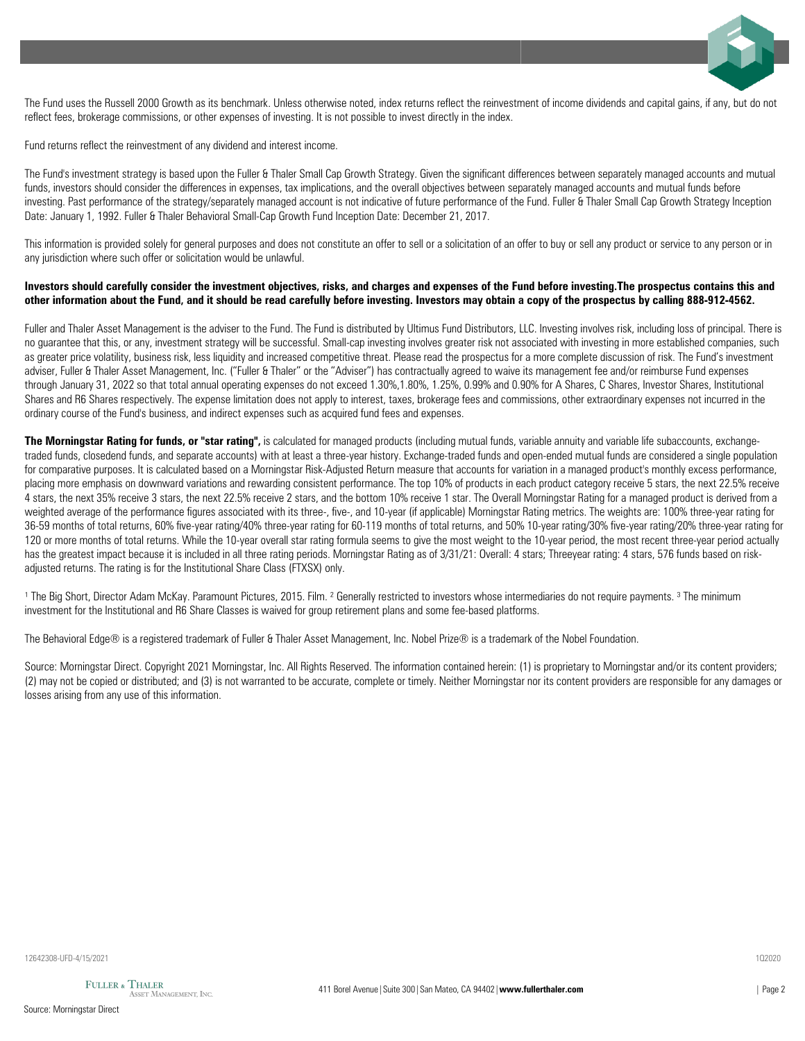The Fund uses the Russell 2000 Growth as its benchmark. Unless otherwise noted, index returns reflect the reinvestment of income dividends and capital gains, if any, but do not reflect fees, brokerage commissions, or other expenses of investing. It is not possible to invest directly in the index.

Fund returns reflect the reinvestment of any dividend and interest income.

The Fund's investment strategy is based upon the Fuller & Thaler Small Cap Growth Strategy. Given the significant differences between separately managed accounts and mutual funds, investors should consider the differences in expenses, tax implications, and the overall objectives between separately managed accounts and mutual funds before investing. Past performance of the strategy/separately managed account is not indicative of future performance of the Fund. Fuller & Thaler Small Cap Growth Strategy Inception Date: January 1, 1992. Fuller & Thaler Behavioral Small-Cap Growth Fund Inception Date: December 21, 2017.

This information is provided solely for general purposes and does not constitute an offer to sell or a solicitation of an offer to buy or sell any product or service to any person or in any jurisdiction where such offer or solicitation would be unlawful.

**Investors should carefully consider the investment objectives, risks, and charges and expenses of the Fund before investing.The prospectus contains this and other information about the Fund, and it should be read carefully before investing. Investors may obtain a copy of the prospectus by calling 888-912-4562.**

Fuller and Thaler Asset Management is the adviser to the Fund. The Fund is distributed by Ultimus Fund Distributors, LLC. Investing involves risk, including loss of principal. There is no guarantee that this, or any, investment strategy will be successful. Small-cap investing involves greater risk not associated with investing in more established companies, such as greater price volatility, business risk, less liquidity and increased competitive threat. Please read the prospectus for a more complete discussion of risk. The Fund's investment adviser, Fuller & Thaler Asset Management, Inc. ("Fuller & Thaler" or the "Adviser") has contractually agreed to waive its management fee and/or reimburse Fund expenses through January 31, 2022 so that total annual operating expenses do not exceed 1.30%,1.80%, 1.25%, 0.99% and 0.90% for A Shares, C Shares, Investor Shares, Institutional Shares and R6 Shares respectively. The expense limitation does not apply to interest, taxes, brokerage fees and commissions, other extraordinary expenses not incurred in the ordinary course of the Fund's business, and indirect expenses such as acquired fund fees and expenses.

**The Morningstar Rating for funds, or "star rating",** is calculated for managed products (including mutual funds, variable annuity and variable life subaccounts, exchange-traded funds, closedend funds, and separate accounts) with at least a three-year history. Exchange-traded funds and open-ended mutual funds are considered a single population for comparative purposes. It is calculated based on a Morningstar Risk-Adjusted Return measure that accounts for variation in a managed product's monthly excess performance, placing more emphasis on downward variations and rewarding consistent performance. The top 10% of products in each product category receive 5 stars, the next 22.5% receive 4 stars, the next 35% receive 3 stars, the next 22.5% receive 2 stars, and the bottom 10% receive 1 star. The Overall Morningstar Rating for a managed product is derived from a weighted average of the performance figures associated with its three-, five-, and 10-year (if applicable) Morningstar Rating metrics. The weights are: 100% three-year rating for 36-59 months of total returns, 60% five-year rating/40% three-year rating for 60-119 months of total returns, and 50% 10-year rating/30% five-year rating/20% three-year rating for 120 or more months of total returns. While the 10-year overall star rating formula seems to give the most weight to the 10-year period, the most recent three-year period actually has the greatest impact because it is included in all three rating periods. Morningstar Rating as of 3/31/21: Overall: 4 stars; Threeyear rating: 4 stars, 576 funds based on risk-adjusted returns. The rating is for the Institutional Share Class (FTXSX) only.

[1] The Big Short, Director Adam McKay. Paramount Pictures, 2015. Film. [2] Generally restricted to investors whose intermediaries do not require payments. [3] The minimum investment for the Institutional and R6 Share Classes is waived for group retirement plans and some fee-based platforms.

The Behavioral Edge® is a registered trademark of Fuller & Thaler Asset Management, Inc. Nobel Prize® is a trademark of the Nobel Foundation.

Source: Morningstar Direct. Copyright 2021 Morningstar, Inc. All Rights Reserved. The information contained herein: (1) is proprietary to Morningstar and/or its content providers; (2) may not be copied or distributed; and (3) is not warranted to be accurate, complete or timely. Neither Morningstar nor its content providers are responsible for any damages or losses arising from any use of this information.

12642308-UFD-4/15/2021

1Q2020

FULLER & THALER ASSET MANAGEMENT, INC.

411 Borel Avenue | Suite 300 | San Mateo, CA 94402 | **www.fullerthaler.com**

Source: Morningstar Direct